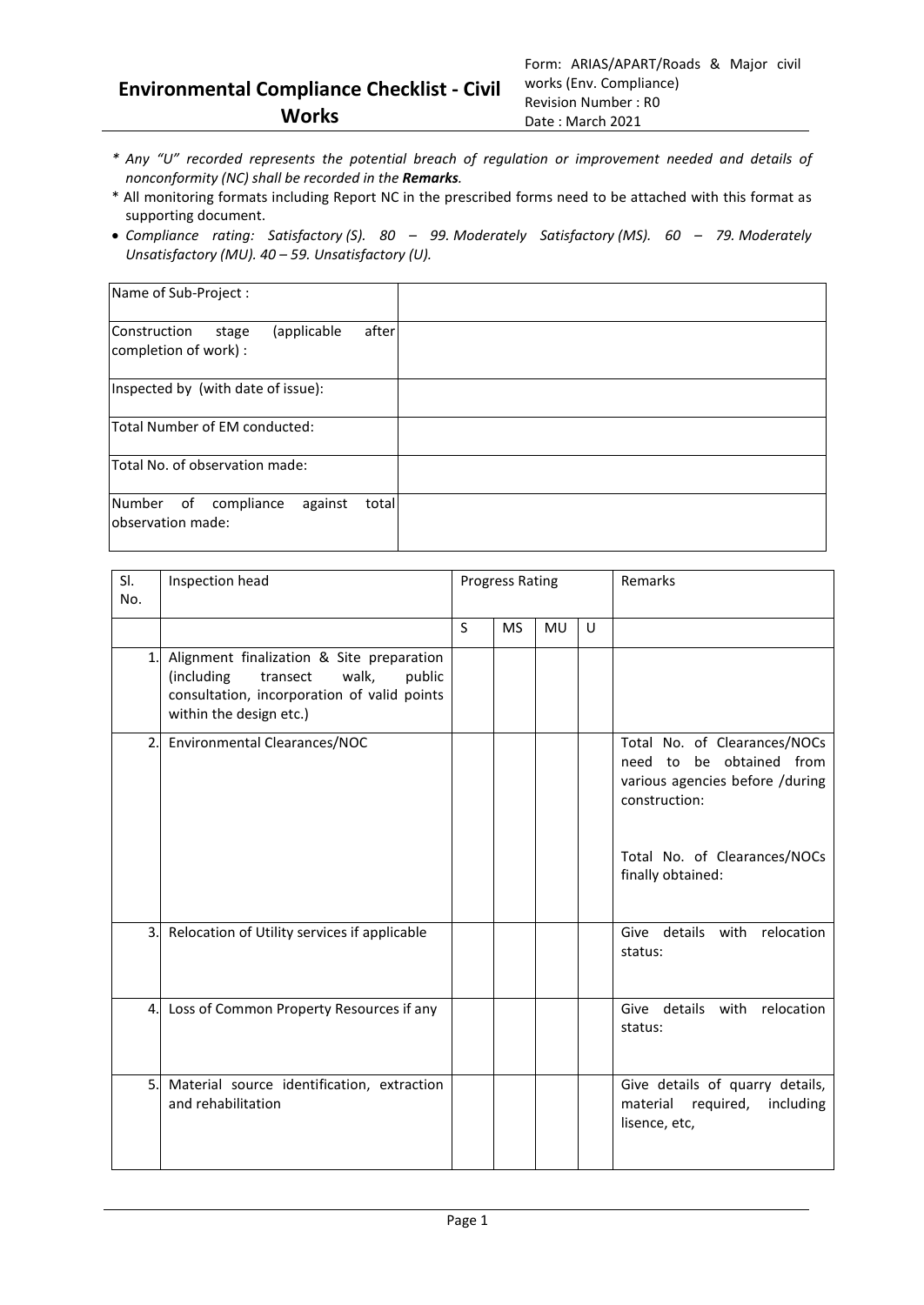# Environmental Compliance Checklist - Civil Works

Form: ARIAS/APART/Roads & Major civil works (Env. Compliance)
Revision Number : R0
Date : March 2021

- *Any "U" recorded represents the potential breach of regulation or improvement needed and details of nonconformity (NC) shall be recorded in the **Remarks**.*
- All monitoring formats including Report NC in the prescribed forms need to be attached with this format as supporting document.
- *Compliance rating: Satisfactory (S). 80 – 99. Moderately Satisfactory (MS). 60 – 79. Moderately Unsatisfactory (MU). 40 – 59. Unsatisfactory (U).*

| | |
|---|---|
| Name of Sub-Project : | |
| Construction stage (applicable after completion of work) : | |
| Inspected by (with date of issue): | |
| Total Number of EM conducted: | |
| Total No. of observation made: | |
| Number of compliance against total observation made: | |

| Sl. No. | Inspection head | Progress Rating | | | | Remarks |
|---|---|---|---|---|---|---|
| | | S | MS | MU | U | |
| 1. | Alignment finalization & Site preparation (including transect walk, public consultation, incorporation of valid points within the design etc.) | | | | | |
| 2. | Environmental Clearances/NOC | | | | | Total No. of Clearances/NOCs need to be obtained from various agencies before /during construction:<br><br>Total No. of Clearances/NOCs finally obtained: |
| 3. | Relocation of Utility services if applicable | | | | | Give details with relocation status: |
| 4. | Loss of Common Property Resources if any | | | | | Give details with relocation status: |
| 5. | Material source identification, extraction and rehabilitation | | | | | Give details of quarry details, material required, including lisence, etc, |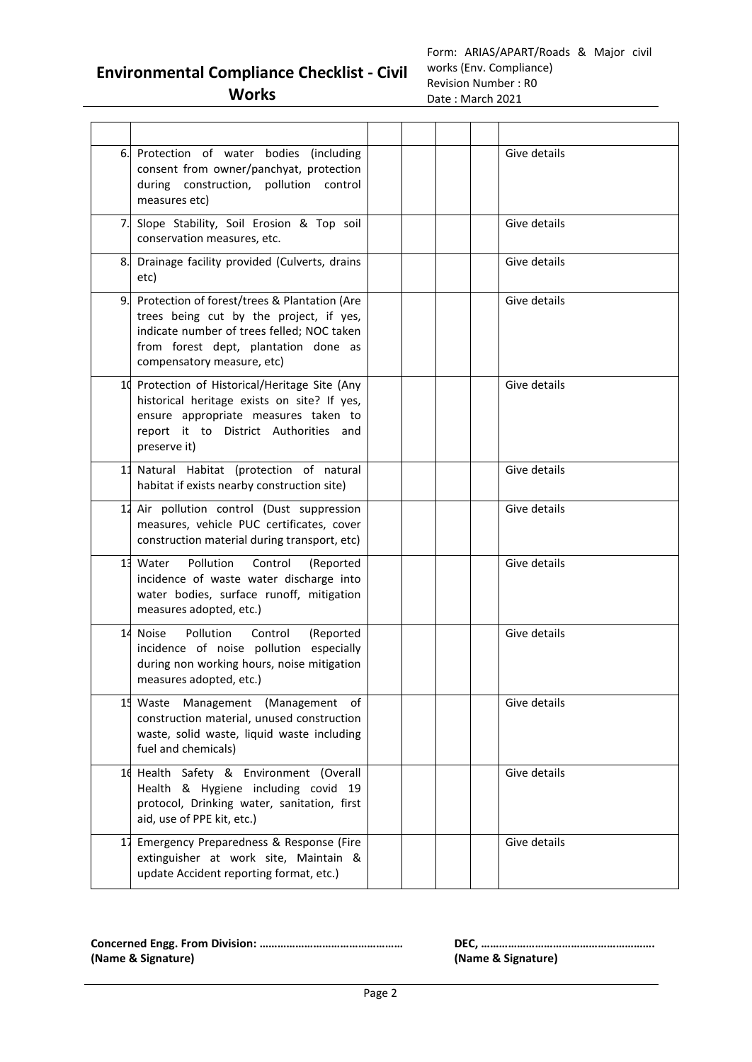# Environmental Compliance Checklist - Civil Works

Form: ARIAS/APART/Roads & Major civil works (Env. Compliance)
Revision Number : R0
Date : March 2021

| | | | | | | |
|---|---|---|---|---|---|---|
| | | | | | | |
| 6. | Protection of water bodies (including consent from owner/panchyat, protection during construction, pollution control measures etc) | | | | | Give details |
| 7. | Slope Stability, Soil Erosion & Top soil conservation measures, etc. | | | | | Give details |
| 8. | Drainage facility provided (Culverts, drains etc) | | | | | Give details |
| 9. | Protection of forest/trees & Plantation (Are trees being cut by the project, if yes, indicate number of trees felled; NOC taken from forest dept, plantation done as compensatory measure, etc) | | | | | Give details |
| 10 | Protection of Historical/Heritage Site (Any historical heritage exists on site? If yes, ensure appropriate measures taken to report it to District Authorities and preserve it) | | | | | Give details |
| 11 | Natural Habitat (protection of natural habitat if exists nearby construction site) | | | | | Give details |
| 12 | Air pollution control (Dust suppression measures, vehicle PUC certificates, cover construction material during transport, etc) | | | | | Give details |
| 13 | Water Pollution Control (Reported incidence of waste water discharge into water bodies, surface runoff, mitigation measures adopted, etc.) | | | | | Give details |
| 14 | Noise Pollution Control (Reported incidence of noise pollution especially during non working hours, noise mitigation measures adopted, etc.) | | | | | Give details |
| 15 | Waste Management (Management of construction material, unused construction waste, solid waste, liquid waste including fuel and chemicals) | | | | | Give details |
| 16 | Health Safety & Environment (Overall Health & Hygiene including covid 19 protocol, Drinking water, sanitation, first aid, use of PPE kit, etc.) | | | | | Give details |
| 17 | Emergency Preparedness & Response (Fire extinguisher at work site, Maintain & update Accident reporting format, etc.) | | | | | Give details |

**Concerned Engg. From Division: ………………………………………**
**(Name & Signature)**

**DEC, ……………………………………………….**
**(Name & Signature)**